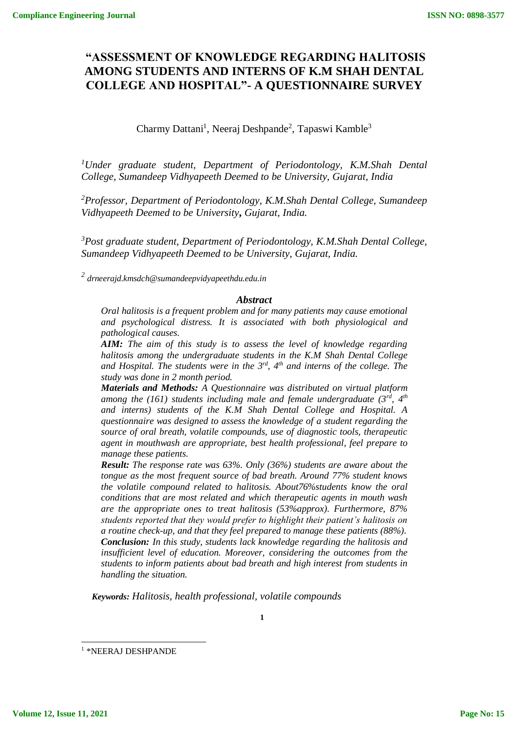# "ASSESSMENT OF KNOWLEDGE REGARDING HALITOSIS AMONG STUDENTS AND INTERNS OF K.M SHAH DENTAL COLLEGE AND HOSPITAL"- A QUESTIONNAIRE SURVEY

Charmy Dattani[1], Neeraj Deshpande[2], Tapaswi Kamble[3]

*[1]Under graduate student, Department of Periodontology, K.M.Shah Dental College, Sumandeep Vidhyapeeth Deemed to be University, Gujarat, India*

*[2]Professor, Department of Periodontology, K.M.Shah Dental College, Sumandeep Vidhyapeeth Deemed to be University, Gujarat, India.*

*[3]Post graduate student, Department of Periodontology, K.M.Shah Dental College, Sumandeep Vidhyapeeth Deemed to be University, Gujarat, India.*

*[2] drneerajd.kmsdch@sumandeepvidyapeethdu.edu.in*

## *Abstract*

*Oral halitosis is a frequent problem and for many patients may cause emotional and psychological distress. It is associated with both physiological and pathological causes.*

***AIM:** The aim of this study is to assess the level of knowledge regarding halitosis among the undergraduate students in the K.M Shah Dental College and Hospital. The students were in the 3rd, 4th and interns of the college. The study was done in 2 month period.*

***Materials and Methods:** A Questionnaire was distributed on virtual platform among the (161) students including male and female undergraduate (3rd, 4th and interns) students of the K.M Shah Dental College and Hospital. A questionnaire was designed to assess the knowledge of a student regarding the source of oral breath, volatile compounds, use of diagnostic tools, therapeutic agent in mouthwash are appropriate, best health professional, feel prepare to manage these patients.*

***Result:** The response rate was 63%. Only (36%) students are aware about the tongue as the most frequent source of bad breath. Around 77% student knows the volatile compound related to halitosis. About76%students know the oral conditions that are most related and which therapeutic agents in mouth wash are the appropriate ones to treat halitosis (53%approx). Furthermore, 87% students reported that they would prefer to highlight their patient's halitosis on a routine check-up, and that they feel prepared to manage these patients (88%).*

***Conclusion:** In this study, students lack knowledge regarding the halitosis and insufficient level of education. Moreover, considering the outcomes from the students to inform patients about bad breath and high interest from students in handling the situation.*

***Keywords:** Halitosis, health professional, volatile compounds*

[1] *NEERAJ DESHPANDE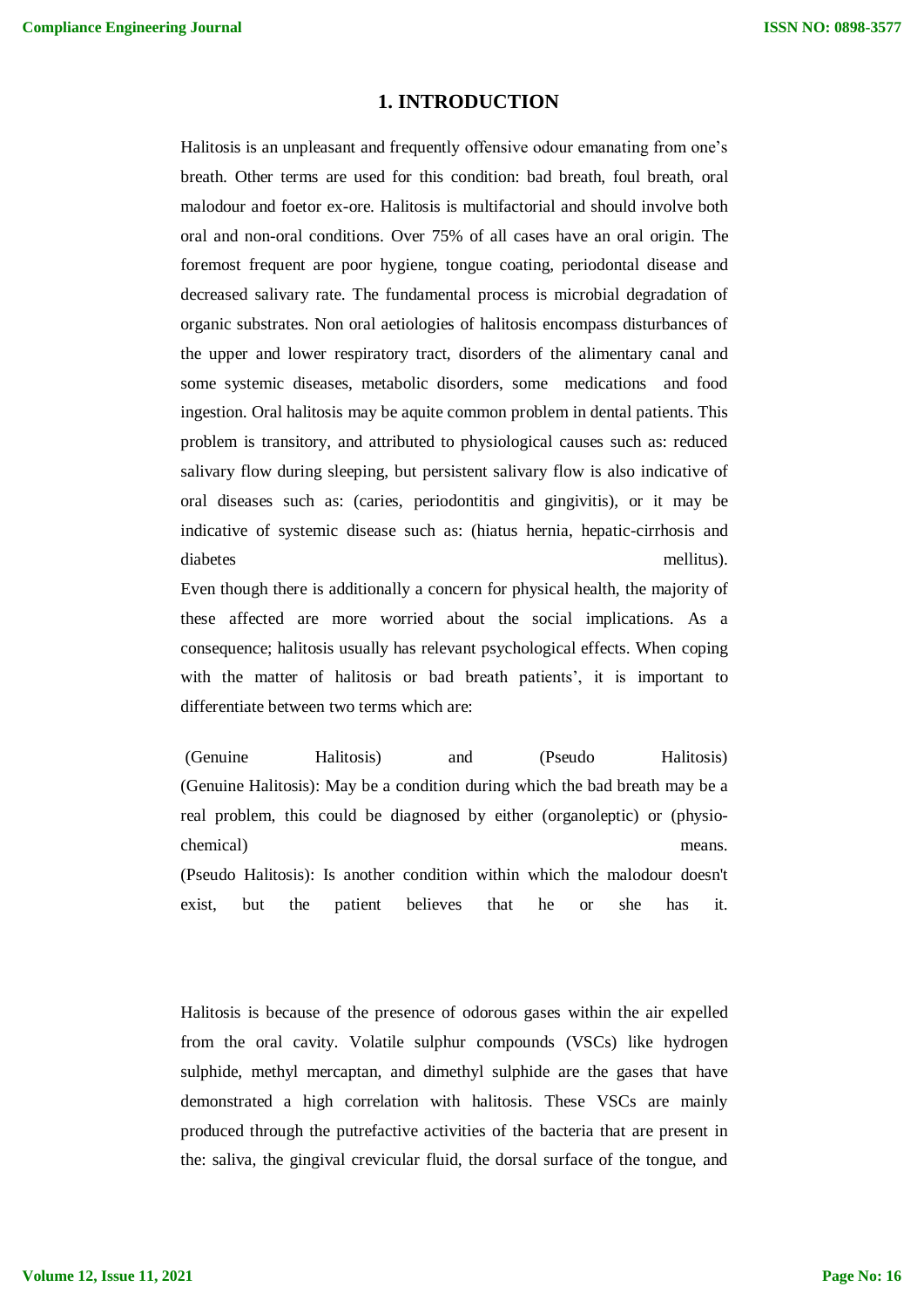# 1. INTRODUCTION

Halitosis is an unpleasant and frequently offensive odour emanating from one's breath. Other terms are used for this condition: bad breath, foul breath, oral malodour and foetor ex-ore. Halitosis is multifactorial and should involve both oral and non-oral conditions. Over 75% of all cases have an oral origin. The foremost frequent are poor hygiene, tongue coating, periodontal disease and decreased salivary rate. The fundamental process is microbial degradation of organic substrates. Non oral aetiologies of halitosis encompass disturbances of the upper and lower respiratory tract, disorders of the alimentary canal and some systemic diseases, metabolic disorders, some medications and food ingestion. Oral halitosis may be aquite common problem in dental patients. This problem is transitory, and attributed to physiological causes such as: reduced salivary flow during sleeping, but persistent salivary flow is also indicative of oral diseases such as: (caries, periodontitis and gingivitis), or it may be indicative of systemic disease such as: (hiatus hernia, hepatic-cirrhosis and diabetes mellitus).

Even though there is additionally a concern for physical health, the majority of these affected are more worried about the social implications. As a consequence; halitosis usually has relevant psychological effects. When coping with the matter of halitosis or bad breath patients', it is important to differentiate between two terms which are:

(Genuine Halitosis) and (Pseudo Halitosis)

(Genuine Halitosis): May be a condition during which the bad breath may be a real problem, this could be diagnosed by either (organoleptic) or (physio-chemical) means.

(Pseudo Halitosis): Is another condition within which the malodour doesn't exist, but the patient believes that he or she has it.

Halitosis is because of the presence of odorous gases within the air expelled from the oral cavity. Volatile sulphur compounds (VSCs) like hydrogen sulphide, methyl mercaptan, and dimethyl sulphide are the gases that have demonstrated a high correlation with halitosis. These VSCs are mainly produced through the putrefactive activities of the bacteria that are present in the: saliva, the gingival crevicular fluid, the dorsal surface of the tongue, and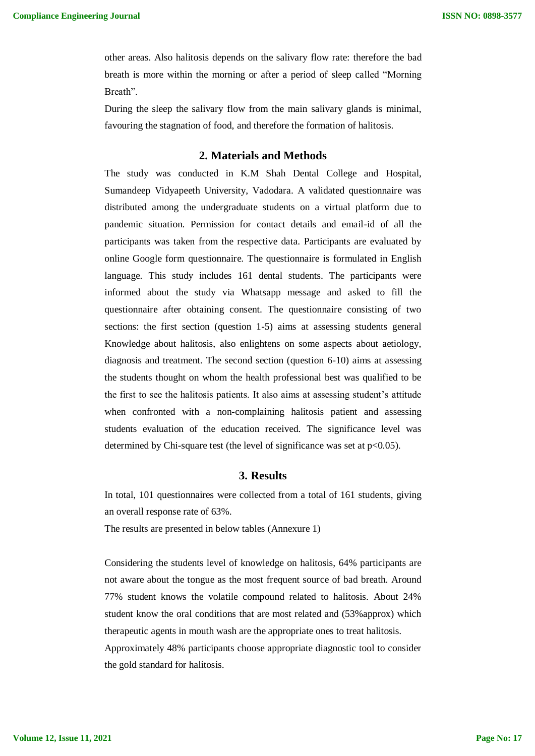other areas. Also halitosis depends on the salivary flow rate: therefore the bad breath is more within the morning or after a period of sleep called "Morning Breath".

During the sleep the salivary flow from the main salivary glands is minimal, favouring the stagnation of food, and therefore the formation of halitosis.

## 2. Materials and Methods

The study was conducted in K.M Shah Dental College and Hospital, Sumandeep Vidyapeeth University, Vadodara. A validated questionnaire was distributed among the undergraduate students on a virtual platform due to pandemic situation. Permission for contact details and email-id of all the participants was taken from the respective data. Participants are evaluated by online Google form questionnaire. The questionnaire is formulated in English language. This study includes 161 dental students. The participants were informed about the study via Whatsapp message and asked to fill the questionnaire after obtaining consent. The questionnaire consisting of two sections: the first section (question 1-5) aims at assessing students general Knowledge about halitosis, also enlightens on some aspects about aetiology, diagnosis and treatment. The second section (question 6-10) aims at assessing the students thought on whom the health professional best was qualified to be the first to see the halitosis patients. It also aims at assessing student's attitude when confronted with a non-complaining halitosis patient and assessing students evaluation of the education received. The significance level was determined by Chi-square test (the level of significance was set at $p<0.05$).

## 3. Results

In total, 101 questionnaires were collected from a total of 161 students, giving an overall response rate of 63%.

The results are presented in below tables (Annexure 1)

Considering the students level of knowledge on halitosis, 64% participants are not aware about the tongue as the most frequent source of bad breath. Around 77% student knows the volatile compound related to halitosis. About 24% student know the oral conditions that are most related and (53%approx) which therapeutic agents in mouth wash are the appropriate ones to treat halitosis.

Approximately 48% participants choose appropriate diagnostic tool to consider the gold standard for halitosis.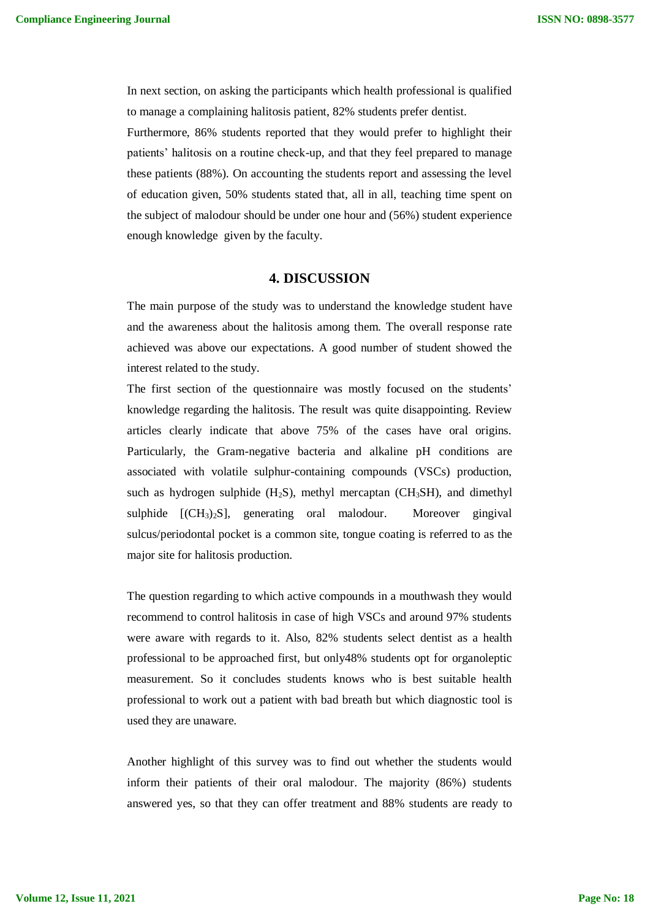In next section, on asking the participants which health professional is qualified to manage a complaining halitosis patient, 82% students prefer dentist.

Furthermore, 86% students reported that they would prefer to highlight their patients' halitosis on a routine check-up, and that they feel prepared to manage these patients (88%). On accounting the students report and assessing the level of education given, 50% students stated that, all in all, teaching time spent on the subject of malodour should be under one hour and (56%) student experience enough knowledge given by the faculty.

## 4. DISCUSSION

The main purpose of the study was to understand the knowledge student have and the awareness about the halitosis among them. The overall response rate achieved was above our expectations. A good number of student showed the interest related to the study.

The first section of the questionnaire was mostly focused on the students' knowledge regarding the halitosis. The result was quite disappointing. Review articles clearly indicate that above 75% of the cases have oral origins. Particularly, the Gram-negative bacteria and alkaline pH conditions are associated with volatile sulphur-containing compounds (VSCs) production, such as hydrogen sulphide ($H_2S$), methyl mercaptan ($CH_3SH$), and dimethyl sulphide [$(CH_3)_2S$], generating oral malodour. Moreover gingival sulcus/periodontal pocket is a common site, tongue coating is referred to as the major site for halitosis production.

The question regarding to which active compounds in a mouthwash they would recommend to control halitosis in case of high VSCs and around 97% students were aware with regards to it. Also, 82% students select dentist as a health professional to be approached first, but only48% students opt for organoleptic measurement. So it concludes students knows who is best suitable health professional to work out a patient with bad breath but which diagnostic tool is used they are unaware.

Another highlight of this survey was to find out whether the students would inform their patients of their oral malodour. The majority (86%) students answered yes, so that they can offer treatment and 88% students are ready to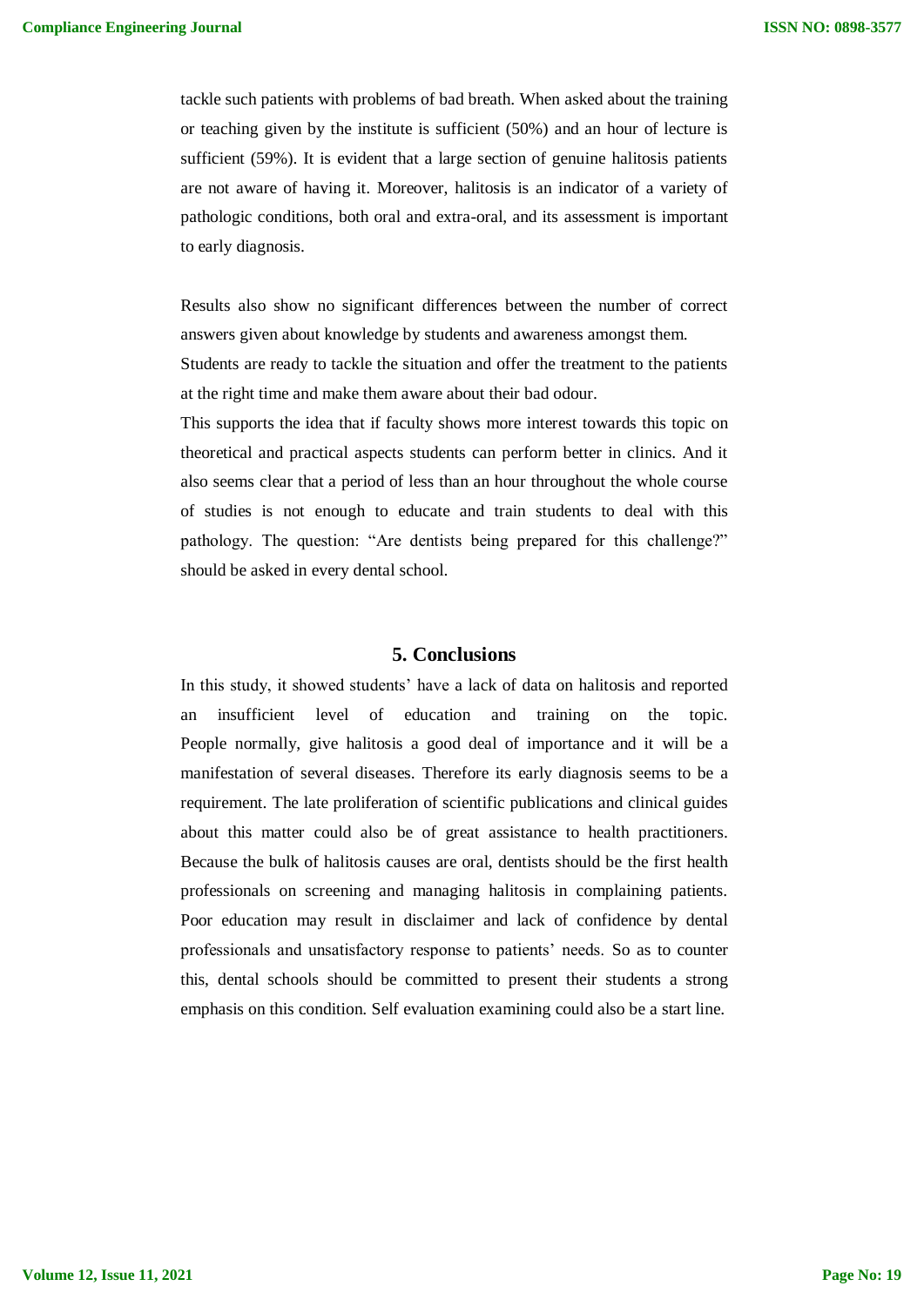tackle such patients with problems of bad breath. When asked about the training or teaching given by the institute is sufficient (50%) and an hour of lecture is sufficient (59%). It is evident that a large section of genuine halitosis patients are not aware of having it. Moreover, halitosis is an indicator of a variety of pathologic conditions, both oral and extra-oral, and its assessment is important to early diagnosis.

Results also show no significant differences between the number of correct answers given about knowledge by students and awareness amongst them.

Students are ready to tackle the situation and offer the treatment to the patients at the right time and make them aware about their bad odour.

This supports the idea that if faculty shows more interest towards this topic on theoretical and practical aspects students can perform better in clinics. And it also seems clear that a period of less than an hour throughout the whole course of studies is not enough to educate and train students to deal with this pathology. The question: "Are dentists being prepared for this challenge?" should be asked in every dental school.

## 5. Conclusions

In this study, it showed students' have a lack of data on halitosis and reported an insufficient level of education and training on the topic. People normally, give halitosis a good deal of importance and it will be a manifestation of several diseases. Therefore its early diagnosis seems to be a requirement. The late proliferation of scientific publications and clinical guides about this matter could also be of great assistance to health practitioners. Because the bulk of halitosis causes are oral, dentists should be the first health professionals on screening and managing halitosis in complaining patients. Poor education may result in disclaimer and lack of confidence by dental professionals and unsatisfactory response to patients' needs. So as to counter this, dental schools should be committed to present their students a strong emphasis on this condition. Self evaluation examining could also be a start line.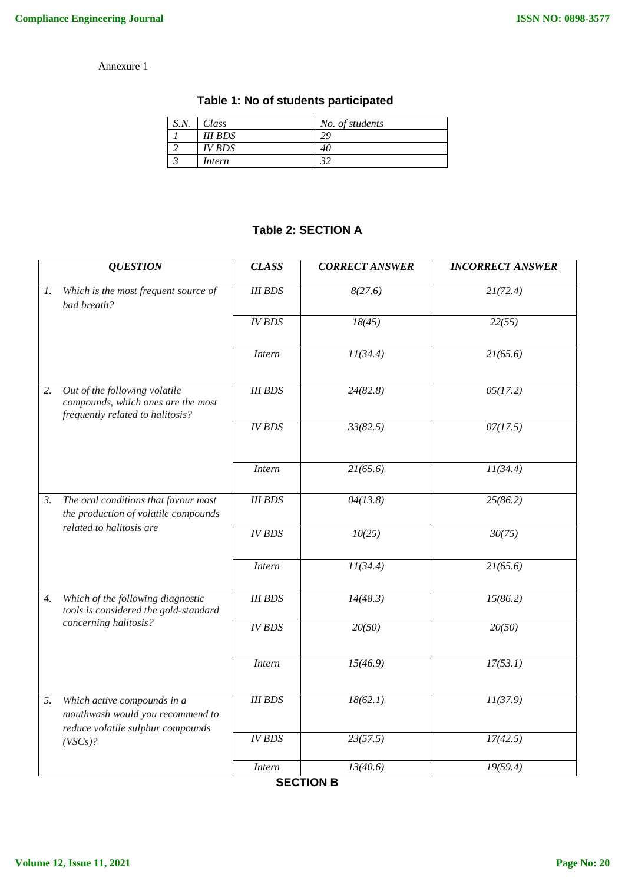Annexure 1

### Table 1: No of students participated

| S.N. | Class | No. of students |
|---|---|---|
| 1 | III BDS | 29 |
| 2 | IV BDS | 40 |
| 3 | Intern | 32 |

### Table 2: SECTION A

| QUESTION | CLASS | CORRECT ANSWER | INCORRECT ANSWER |
|---|---|---|---|
| 1. Which is the most frequent source of bad breath? | III BDS | 8(27.6) | 21(72.4) |
| | IV BDS | 18(45) | 22(55) |
| | Intern | 11(34.4) | 21(65.6) |
| 2. Out of the following volatile compounds, which ones are the most frequently related to halitosis? | III BDS | 24(82.8) | 05(17.2) |
| | IV BDS | 33(82.5) | 07(17.5) |
| | Intern | 21(65.6) | 11(34.4) |
| 3. The oral conditions that favour most the production of volatile compounds related to halitosis are | III BDS | 04(13.8) | 25(86.2) |
| | IV BDS | 10(25) | 30(75) |
| | Intern | 11(34.4) | 21(65.6) |
| 4. Which of the following diagnostic tools is considered the gold-standard concerning halitosis? | III BDS | 14(48.3) | 15(86.2) |
| | IV BDS | 20(50) | 20(50) |
| | Intern | 15(46.9) | 17(53.1) |
| 5. Which active compounds in a mouthwash would you recommend to reduce volatile sulphur compounds (VSCs)? | III BDS | 18(62.1) | 11(37.9) |
| | IV BDS | 23(57.5) | 17(42.5) |
| | Intern | 13(40.6) | 19(59.4) |

### SECTION B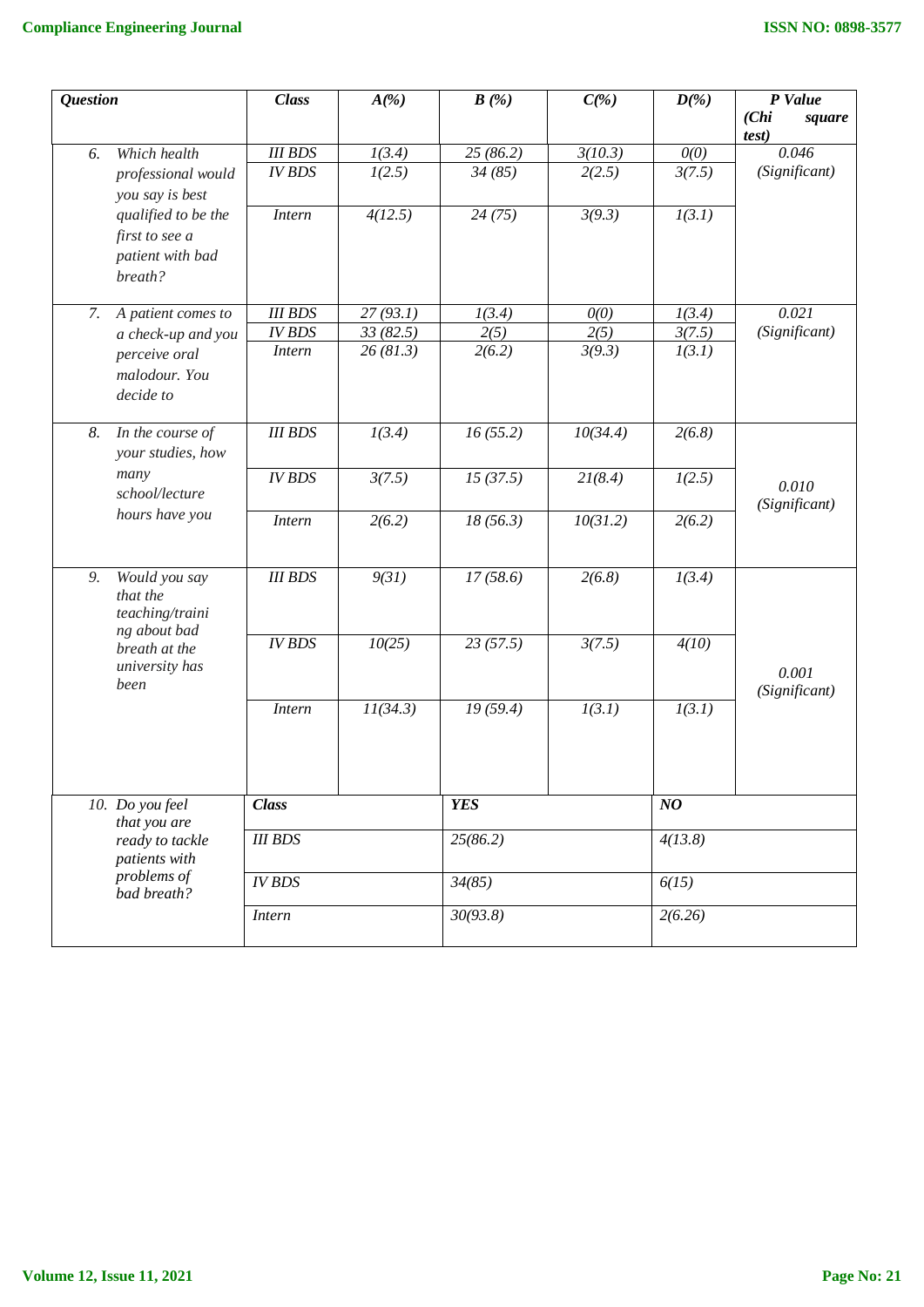| Question | Class | A(%) | B (%) | C(%) | D(%) | P Value (Chi square test) |
|---|---|---|---|---|---|---|
| 6. Which health professional would you say is best qualified to be the first to see a patient with bad breath? | III BDS | 1(3.4) | 25 (86.2) | 3(10.3) | 0(0) | 0.046 (Significant) |
| | IV BDS | 1(2.5) | 34 (85) | 2(2.5) | 3(7.5) | |
| | Intern | 4(12.5) | 24 (75) | 3(9.3) | 1(3.1) | |
| 7. A patient comes to a check-up and you perceive oral malodour. You decide to | III BDS | 27 (93.1) | 1(3.4) | 0(0) | 1(3.4) | 0.021 (Significant) |
| | IV BDS | 33 (82.5) | 2(5) | 2(5) | 3(7.5) | |
| | Intern | 26 (81.3) | 2(6.2) | 3(9.3) | 1(3.1) | |
| 8. In the course of your studies, how many school/lecture hours have you | III BDS | 1(3.4) | 16 (55.2) | 10(34.4) | 2(6.8) | 0.010 (Significant) |
| | IV BDS | 3(7.5) | 15 (37.5) | 21(8.4) | 1(2.5) | |
| | Intern | 2(6.2) | 18 (56.3) | 10(31.2) | 2(6.2) | |
| 9. Would you say that the teaching/training about bad breath at the university has been | III BDS | 9(31) | 17 (58.6) | 2(6.8) | 1(3.4) | 0.001 (Significant) |
| | IV BDS | 10(25) | 23 (57.5) | 3(7.5) | 4(10) | |
| | Intern | 11(34.3) | 19 (59.4) | 1(3.1) | 1(3.1) | |

| Question | Class | YES | NO |
|---|---|---|---|
| 10. Do you feel that you are ready to tackle patients with problems of bad breath? | III BDS | 25(86.2) | 4(13.8) |
| | IV BDS | 34(85) | 6(15) |
| | Intern | 30(93.8) | 2(6.26) |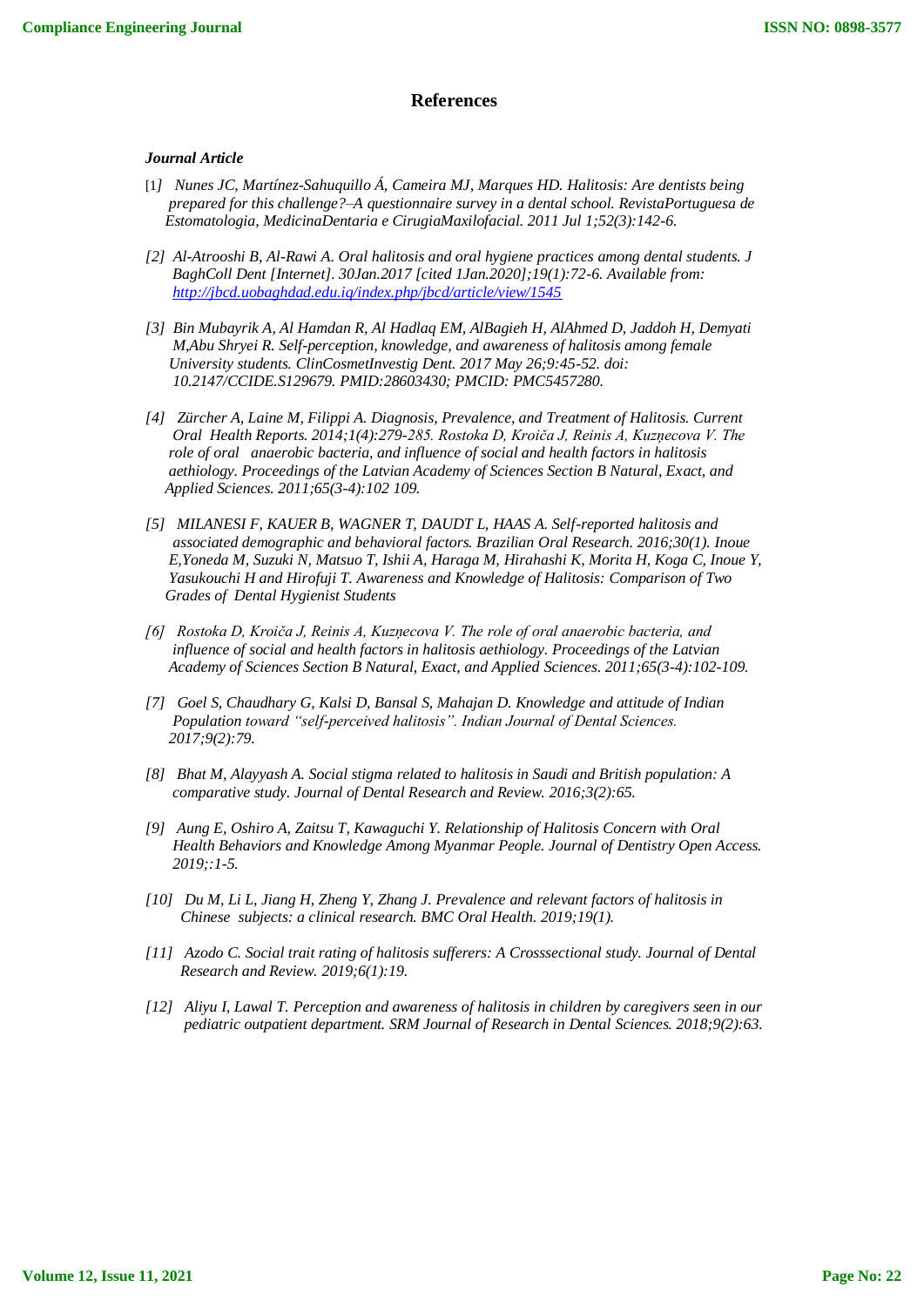## References

***Journal Article***

[1] *Nunes JC, Martínez-Sahuquillo Á, Cameira MJ, Marques HD. Halitosis: Are dentists being prepared for this challenge?–A questionnaire survey in a dental school. RevistaPortuguesa de Estomatologia, MedicinaDentaria e CirugiaMaxilofacial. 2011 Jul 1;52(3):142-6.*

*[2] Al-Atrooshi B, Al-Rawi A. Oral halitosis and oral hygiene practices among dental students. J BaghColl Dent [Internet]. 30Jan.2017 [cited 1Jan.2020];19(1):72-6. Available from: http://jbcd.uobaghdad.edu.iq/index.php/jbcd/article/view/1545*

*[3] Bin Mubayrik A, Al Hamdan R, Al Hadlaq EM, AlBagieh H, AlAhmed D, Jaddoh H, Demyati M,Abu Shryei R. Self-perception, knowledge, and awareness of halitosis among female University students. ClinCosmetInvestig Dent. 2017 May 26;9:45-52. doi: 10.2147/CCIDE.S129679. PMID:28603430; PMCID: PMC5457280.*

*[4] Zürcher A, Laine M, Filippi A. Diagnosis, Prevalence, and Treatment of Halitosis. Current Oral Health Reports. 2014;1(4):279-285. Rostoka D, Kroiča J, Reinis A, Kuzņecova V. The role of oral anaerobic bacteria, and influence of social and health factors in halitosis aethiology. Proceedings of the Latvian Academy of Sciences Section B Natural, Exact, and Applied Sciences. 2011;65(3-4):102 109.*

*[5] MILANESI F, KAUER B, WAGNER T, DAUDT L, HAAS A. Self-reported halitosis and associated demographic and behavioral factors. Brazilian Oral Research. 2016;30(1). Inoue E,Yoneda M, Suzuki N, Matsuo T, Ishii A, Haraga M, Hirahashi K, Morita H, Koga C, Inoue Y, Yasukouchi H and Hirofuji T. Awareness and Knowledge of Halitosis: Comparison of Two Grades of Dental Hygienist Students*

*[6] Rostoka D, Kroiča J, Reinis A, Kuzņecova V. The role of oral anaerobic bacteria, and influence of social and health factors in halitosis aethiology. Proceedings of the Latvian Academy of Sciences Section B Natural, Exact, and Applied Sciences. 2011;65(3-4):102-109.*

*[7] Goel S, Chaudhary G, Kalsi D, Bansal S, Mahajan D. Knowledge and attitude of Indian Population toward "self-perceived halitosis". Indian Journal of Dental Sciences. 2017;9(2):79.*

*[8] Bhat M, Alayyash A. Social stigma related to halitosis in Saudi and British population: A comparative study. Journal of Dental Research and Review. 2016;3(2):65.*

*[9] Aung E, Oshiro A, Zaitsu T, Kawaguchi Y. Relationship of Halitosis Concern with Oral Health Behaviors and Knowledge Among Myanmar People. Journal of Dentistry Open Access. 2019;:1-5.*

*[10] Du M, Li L, Jiang H, Zheng Y, Zhang J. Prevalence and relevant factors of halitosis in Chinese subjects: a clinical research. BMC Oral Health. 2019;19(1).*

*[11] Azodo C. Social trait rating of halitosis sufferers: A Crosssectional study. Journal of Dental Research and Review. 2019;6(1):19.*

*[12] Aliyu I, Lawal T. Perception and awareness of halitosis in children by caregivers seen in our pediatric outpatient department. SRM Journal of Research in Dental Sciences. 2018;9(2):63.*